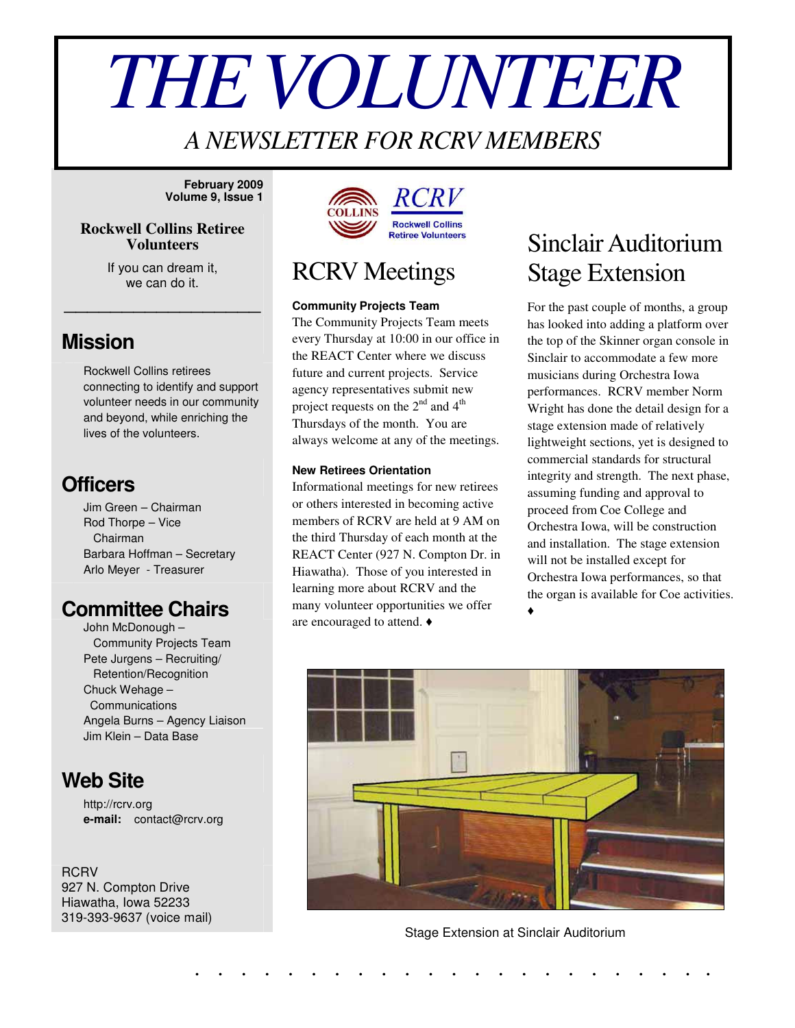# THE VOLUNTEER

## *A NEWSLETTER FOR RCRV MEMBERS*

**February 2009**
**Volume 9, Issue 1**

**Rockwell Collins Retiree Volunteers**

If you can dream it,
we can do it.

## Mission

Rockwell Collins retirees connecting to identify and support volunteer needs in our community and beyond, while enriching the lives of the volunteers.

## Officers

Jim Green – Chairman
Rod Thorpe – Vice Chairman
Barbara Hoffman – Secretary
Arlo Meyer - Treasurer

## Committee Chairs

John McDonough – Community Projects Team
Pete Jurgens – Recruiting/ Retention/Recognition
Chuck Wehage – Communications
Angela Burns – Agency Liaison
Jim Klein – Data Base

## Web Site

http://rcrv.org
**e-mail:** contact@rcrv.org

RCRV
927 N. Compton Drive
Hiawatha, Iowa 52233
319-393-9637 (voice mail)

## RCRV Meetings

**Community Projects Team**

The Community Projects Team meets every Thursday at 10:00 in our office in the REACT Center where we discuss future and current projects. Service agency representatives submit new project requests on the 2nd and 4th Thursdays of the month. You are always welcome at any of the meetings.

**New Retirees Orientation**

Informational meetings for new retirees or others interested in becoming active members of RCRV are held at 9 AM on the third Thursday of each month at the REACT Center (927 N. Compton Dr. in Hiawatha). Those of you interested in learning more about RCRV and the many volunteer opportunities we offer are encouraged to attend. ♦

## Sinclair Auditorium Stage Extension

For the past couple of months, a group has looked into adding a platform over the top of the Skinner organ console in Sinclair to accommodate a few more musicians during Orchestra Iowa performances. RCRV member Norm Wright has done the detail design for a stage extension made of relatively lightweight sections, yet is designed to commercial standards for structural integrity and strength. The next phase, assuming funding and approval to proceed from Coe College and Orchestra Iowa, will be construction and installation. The stage extension will not be installed except for Orchestra Iowa performances, so that the organ is available for Coe activities. ♦

Stage Extension at Sinclair Auditorium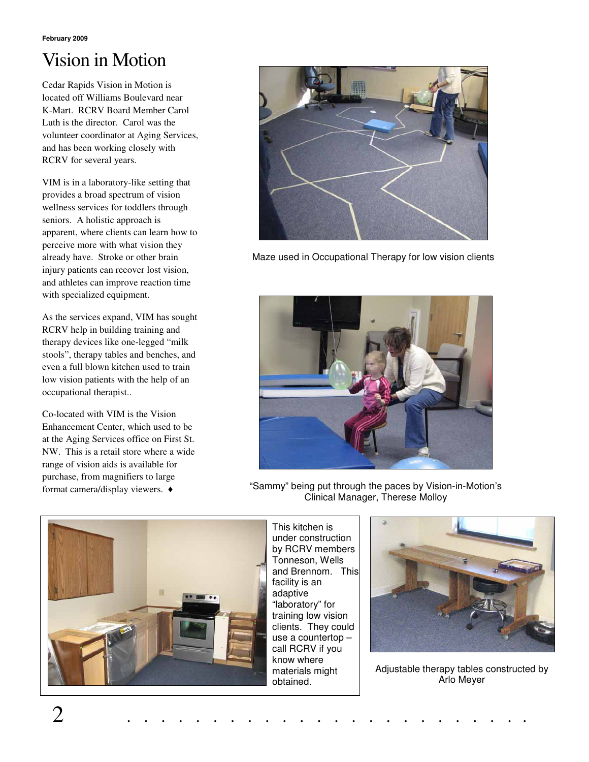February 2009

# Vision in Motion

Cedar Rapids Vision in Motion is located off Williams Boulevard near K-Mart. RCRV Board Member Carol Luth is the director. Carol was the volunteer coordinator at Aging Services, and has been working closely with RCRV for several years.

VIM is in a laboratory-like setting that provides a broad spectrum of vision wellness services for toddlers through seniors. A holistic approach is apparent, where clients can learn how to perceive more with what vision they already have. Stroke or other brain injury patients can recover lost vision, and athletes can improve reaction time with specialized equipment.

As the services expand, VIM has sought RCRV help in building training and therapy devices like one-legged "milk stools", therapy tables and benches, and even a full blown kitchen used to train low vision patients with the help of an occupational therapist..

Co-located with VIM is the Vision Enhancement Center, which used to be at the Aging Services office on First St. NW. This is a retail store where a wide range of vision aids is available for purchase, from magnifiers to large format camera/display viewers. ♦

Maze used in Occupational Therapy for low vision clients

"Sammy" being put through the paces by Vision-in-Motion's Clinical Manager, Therese Molloy

This kitchen is under construction by RCRV members Tonneson, Wells and Brennom. This facility is an adaptive "laboratory" for training low vision clients. They could use a countertop – call RCRV if you know where materials might obtained.

Adjustable therapy tables constructed by Arlo Meyer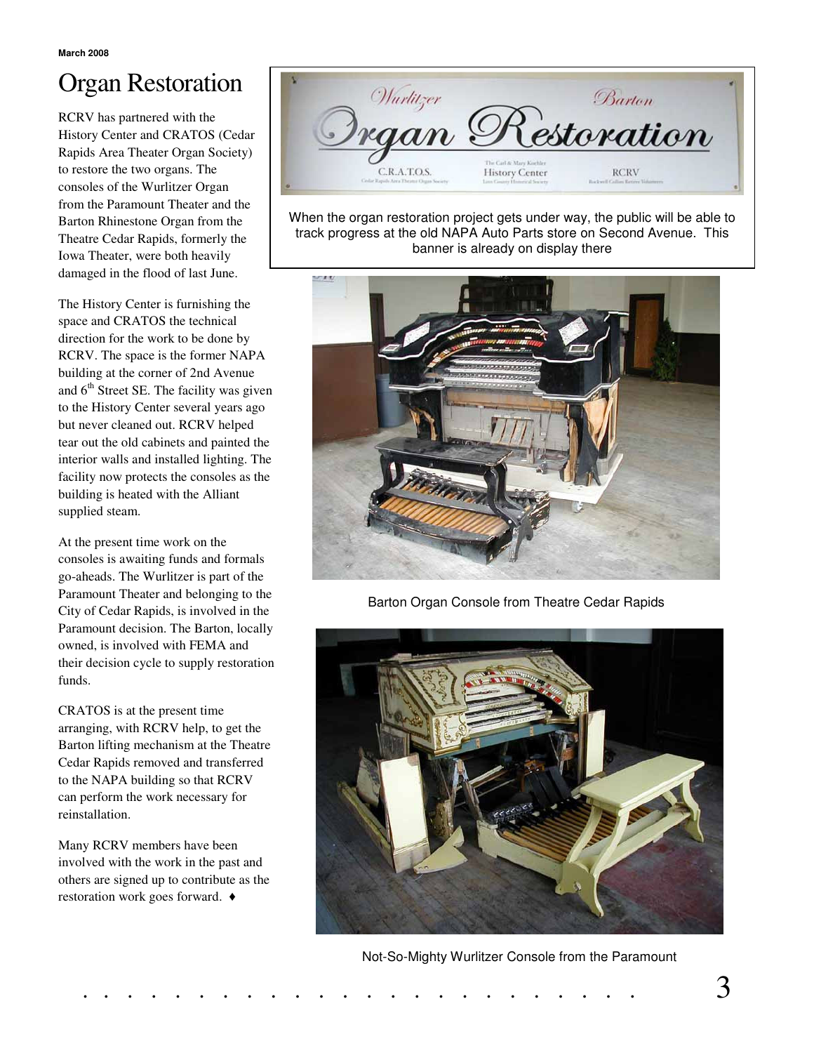# Organ Restoration

RCRV has partnered with the History Center and CRATOS (Cedar Rapids Area Theater Organ Society) to restore the two organs. The consoles of the Wurlitzer Organ from the Paramount Theater and the Barton Rhinestone Organ from the Theatre Cedar Rapids, formerly the Iowa Theater, were both heavily damaged in the flood of last June.

The History Center is furnishing the space and CRATOS the technical direction for the work to be done by RCRV. The space is the former NAPA building at the corner of 2nd Avenue and 6th Street SE. The facility was given to the History Center several years ago but never cleaned out. RCRV helped tear out the old cabinets and painted the interior walls and installed lighting. The facility now protects the consoles as the building is heated with the Alliant supplied steam.

At the present time work on the consoles is awaiting funds and formals go-aheads. The Wurlitzer is part of the Paramount Theater and belonging to the City of Cedar Rapids, is involved in the Paramount decision. The Barton, locally owned, is involved with FEMA and their decision cycle to supply restoration funds.

CRATOS is at the present time arranging, with RCRV help, to get the Barton lifting mechanism at the Theatre Cedar Rapids removed and transferred to the NAPA building so that RCRV can perform the work necessary for reinstallation.

Many RCRV members have been involved with the work in the past and others are signed up to contribute as the restoration work goes forward. ♦

When the organ restoration project gets under way, the public will be able to track progress at the old NAPA Auto Parts store on Second Avenue. This banner is already on display there

Barton Organ Console from Theatre Cedar Rapids

Not-So-Mighty Wurlitzer Console from the Paramount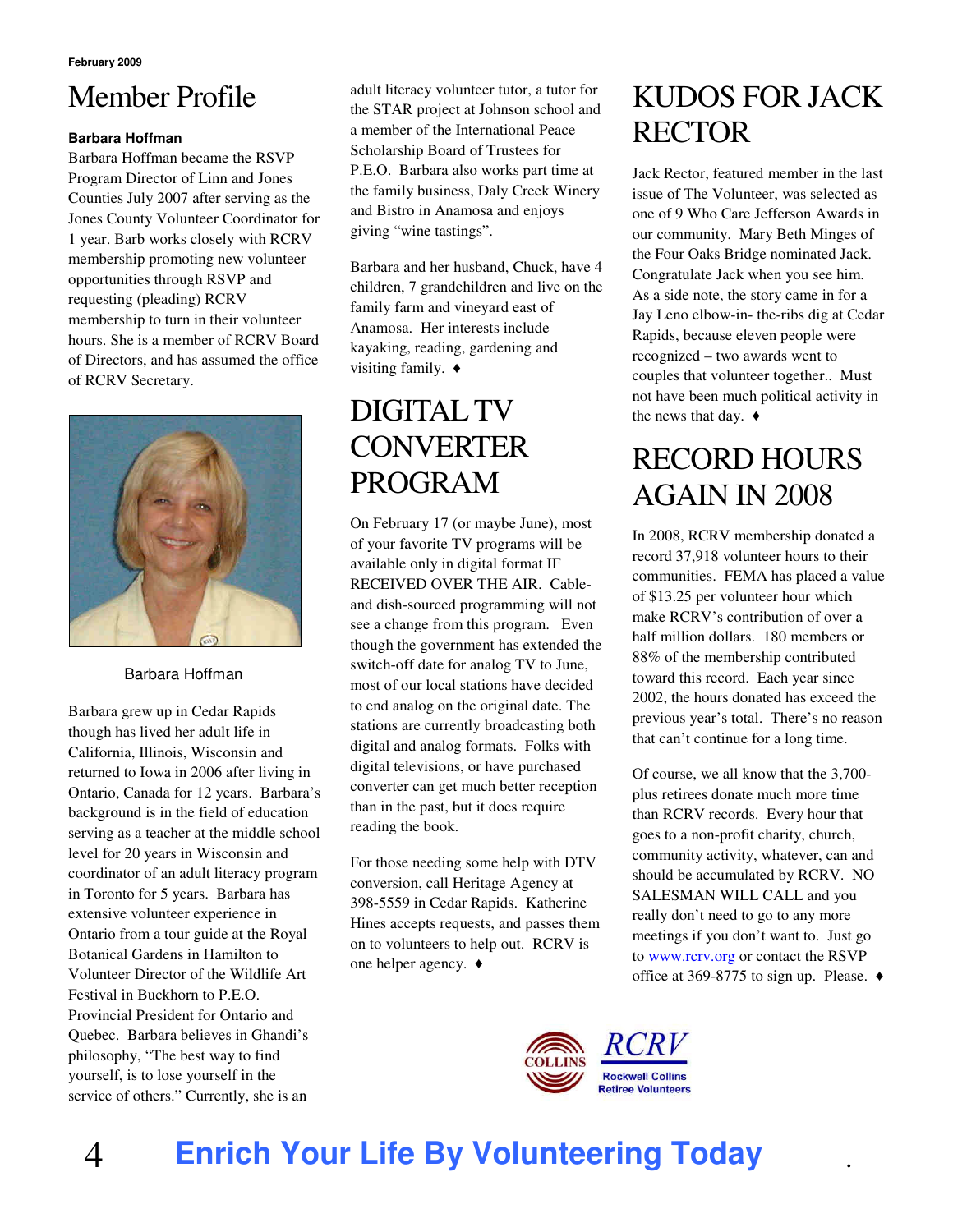February 2009

# Member Profile

**Barbara Hoffman**

Barbara Hoffman became the RSVP Program Director of Linn and Jones Counties July 2007 after serving as the Jones County Volunteer Coordinator for 1 year. Barb works closely with RCRV membership promoting new volunteer opportunities through RSVP and requesting (pleading) RCRV membership to turn in their volunteer hours. She is a member of RCRV Board of Directors, and has assumed the office of RCRV Secretary.

Barbara Hoffman

Barbara grew up in Cedar Rapids though has lived her adult life in California, Illinois, Wisconsin and returned to Iowa in 2006 after living in Ontario, Canada for 12 years. Barbara's background is in the field of education serving as a teacher at the middle school level for 20 years in Wisconsin and coordinator of an adult literacy program in Toronto for 5 years. Barbara has extensive volunteer experience in Ontario from a tour guide at the Royal Botanical Gardens in Hamilton to Volunteer Director of the Wildlife Art Festival in Buckhorn to P.E.O. Provincial President for Ontario and Quebec. Barbara believes in Ghandi's philosophy, "The best way to find yourself, is to lose yourself in the service of others." Currently, she is an adult literacy volunteer tutor, a tutor for the STAR project at Johnson school and a member of the International Peace Scholarship Board of Trustees for P.E.O. Barbara also works part time at the family business, Daly Creek Winery and Bistro in Anamosa and enjoys giving "wine tastings".

Barbara and her husband, Chuck, have 4 children, 7 grandchildren and live on the family farm and vineyard east of Anamosa. Her interests include kayaking, reading, gardening and visiting family. ♦

# DIGITAL TV CONVERTER PROGRAM

On February 17 (or maybe June), most of your favorite TV programs will be available only in digital format IF RECEIVED OVER THE AIR. Cable- and dish-sourced programming will not see a change from this program. Even though the government has extended the switch-off date for analog TV to June, most of our local stations have decided to end analog on the original date. The stations are currently broadcasting both digital and analog formats. Folks with digital televisions, or have purchased converter can get much better reception than in the past, but it does require reading the book.

For those needing some help with DTV conversion, call Heritage Agency at 398-5559 in Cedar Rapids. Katherine Hines accepts requests, and passes them on to volunteers to help out. RCRV is one helper agency. ♦

# KUDOS FOR JACK RECTOR

Jack Rector, featured member in the last issue of The Volunteer, was selected as one of 9 Who Care Jefferson Awards in our community. Mary Beth Minges of the Four Oaks Bridge nominated Jack. Congratulate Jack when you see him. As a side note, the story came in for a Jay Leno elbow-in- the-ribs dig at Cedar Rapids, because eleven people were recognized – two awards went to couples that volunteer together.. Must not have been much political activity in the news that day. ♦

# RECORD HOURS AGAIN IN 2008

In 2008, RCRV membership donated a record 37,918 volunteer hours to their communities. FEMA has placed a value of $13.25 per volunteer hour which make RCRV's contribution of over a half million dollars. 180 members or 88% of the membership contributed toward this record. Each year since 2002, the hours donated has exceed the previous year's total. There's no reason that can't continue for a long time.

Of course, we all know that the 3,700-plus retirees donate much more time than RCRV records. Every hour that goes to a non-profit charity, church, community activity, whatever, can and should be accumulated by RCRV. NO SALESMAN WILL CALL and you really don't need to go to any more meetings if you don't want to. Just go to www.rcrv.org or contact the RSVP office at 369-8775 to sign up. Please. ♦

COLLINS RCRV Rockwell Collins Retiree Volunteers

**Enrich Your Life By Volunteering Today**